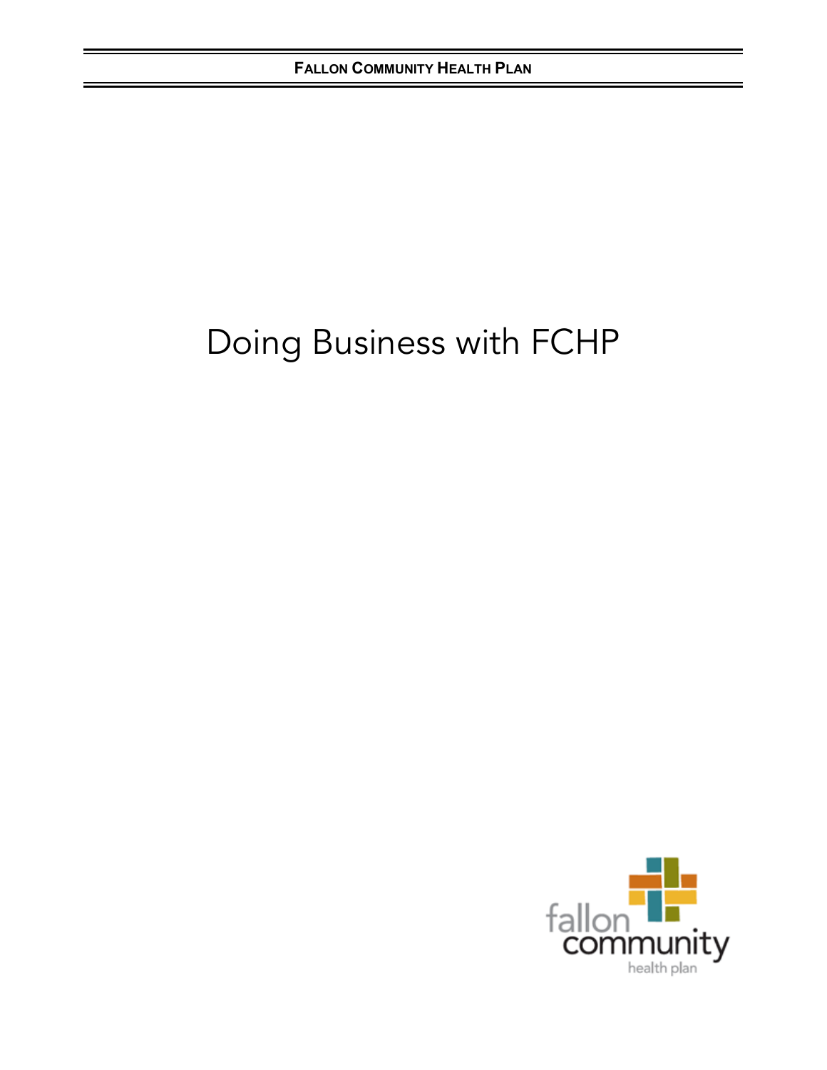# Doing Business with FCHP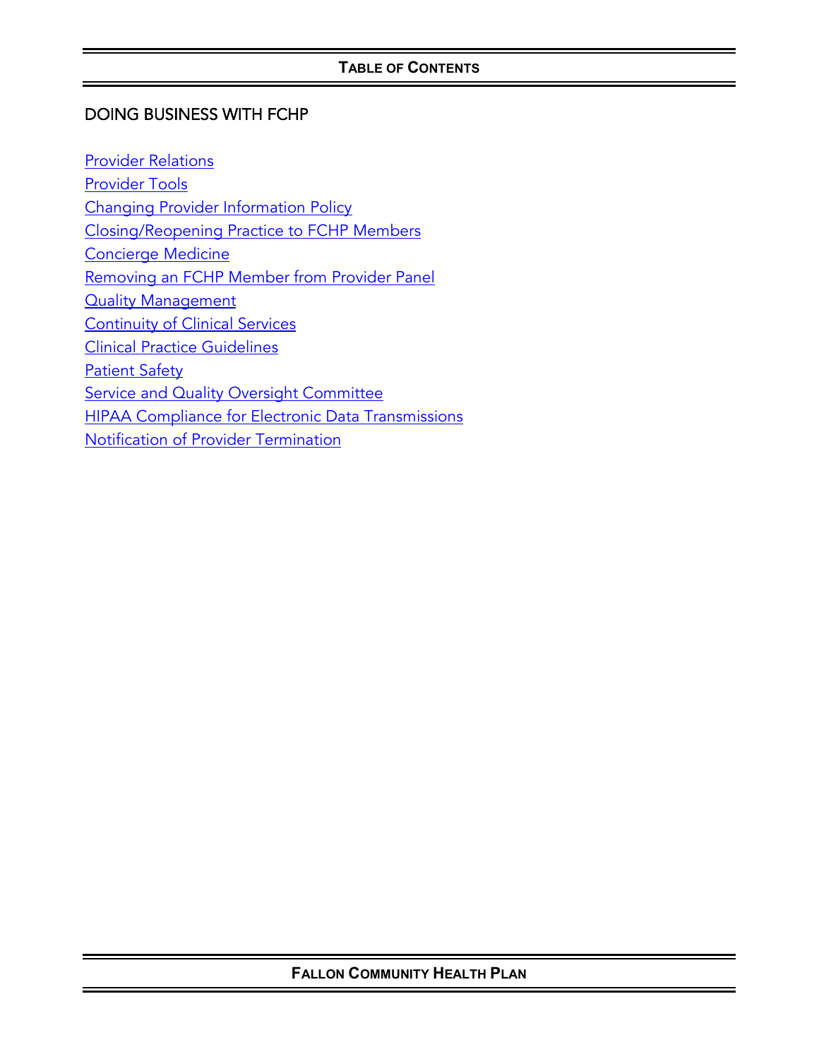# TABLE OF CONTENTS

## DOING BUSINESS WITH FCHP

Provider Relations
Provider Tools
Changing Provider Information Policy
Closing/Reopening Practice to FCHP Members
Concierge Medicine
Removing an FCHP Member from Provider Panel
Quality Management
Continuity of Clinical Services
Clinical Practice Guidelines
Patient Safety
Service and Quality Oversight Committee
HIPAA Compliance for Electronic Data Transmissions
Notification of Provider Termination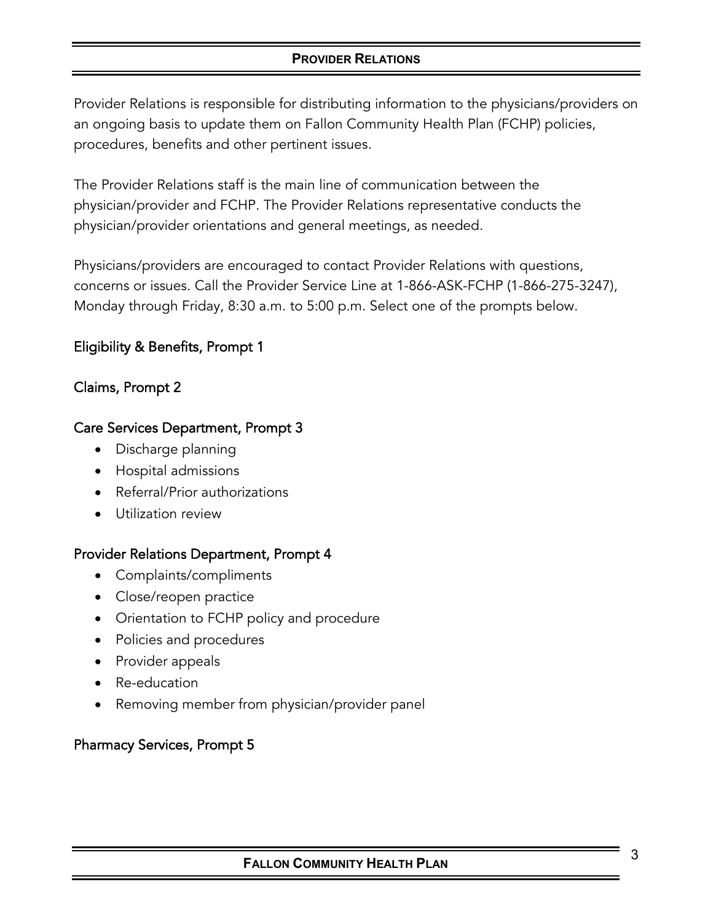# Provider Relations

Provider Relations is responsible for distributing information to the physicians/providers on an ongoing basis to update them on Fallon Community Health Plan (FCHP) policies, procedures, benefits and other pertinent issues.

The Provider Relations staff is the main line of communication between the physician/provider and FCHP. The Provider Relations representative conducts the physician/provider orientations and general meetings, as needed.

Physicians/providers are encouraged to contact Provider Relations with questions, concerns or issues. Call the Provider Service Line at 1-866-ASK-FCHP (1-866-275-3247), Monday through Friday, 8:30 a.m. to 5:00 p.m. Select one of the prompts below.

### Eligibility & Benefits, Prompt 1

### Claims, Prompt 2

### Care Services Department, Prompt 3

- Discharge planning
- Hospital admissions
- Referral/Prior authorizations
- Utilization review

### Provider Relations Department, Prompt 4

- Complaints/compliments
- Close/reopen practice
- Orientation to FCHP policy and procedure
- Policies and procedures
- Provider appeals
- Re-education
- Removing member from physician/provider panel

### Pharmacy Services, Prompt 5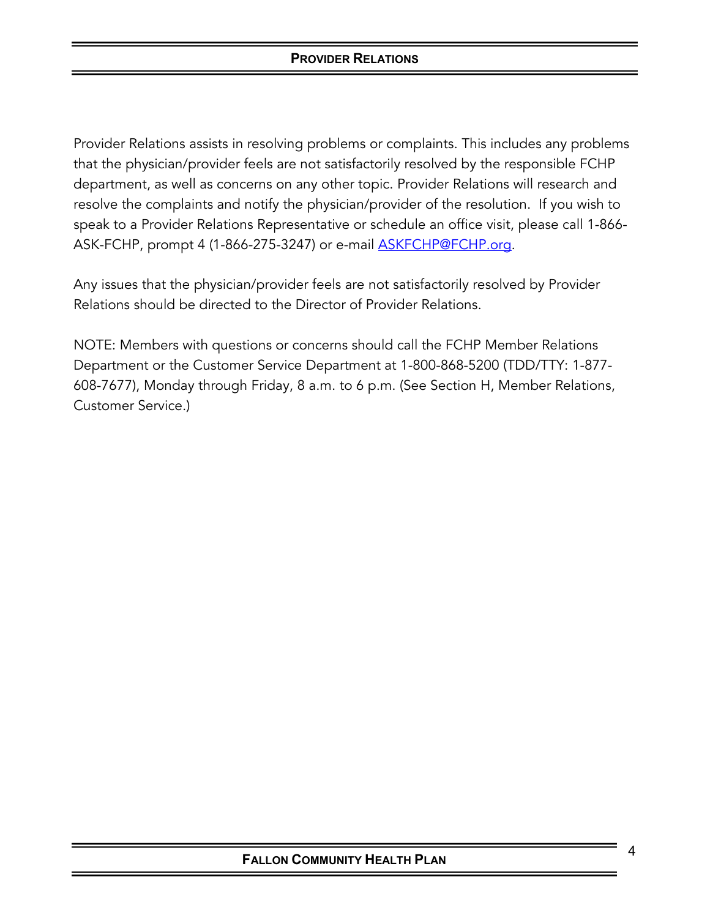## PROVIDER RELATIONS

Provider Relations assists in resolving problems or complaints. This includes any problems that the physician/provider feels are not satisfactorily resolved by the responsible FCHP department, as well as concerns on any other topic. Provider Relations will research and resolve the complaints and notify the physician/provider of the resolution. If you wish to speak to a Provider Relations Representative or schedule an office visit, please call 1-866-ASK-FCHP, prompt 4 (1-866-275-3247) or e-mail ASKFCHP@FCHP.org.

Any issues that the physician/provider feels are not satisfactorily resolved by Provider Relations should be directed to the Director of Provider Relations.

NOTE: Members with questions or concerns should call the FCHP Member Relations Department or the Customer Service Department at 1-800-868-5200 (TDD/TTY: 1-877-608-7677), Monday through Friday, 8 a.m. to 6 p.m. (See Section H, Member Relations, Customer Service.)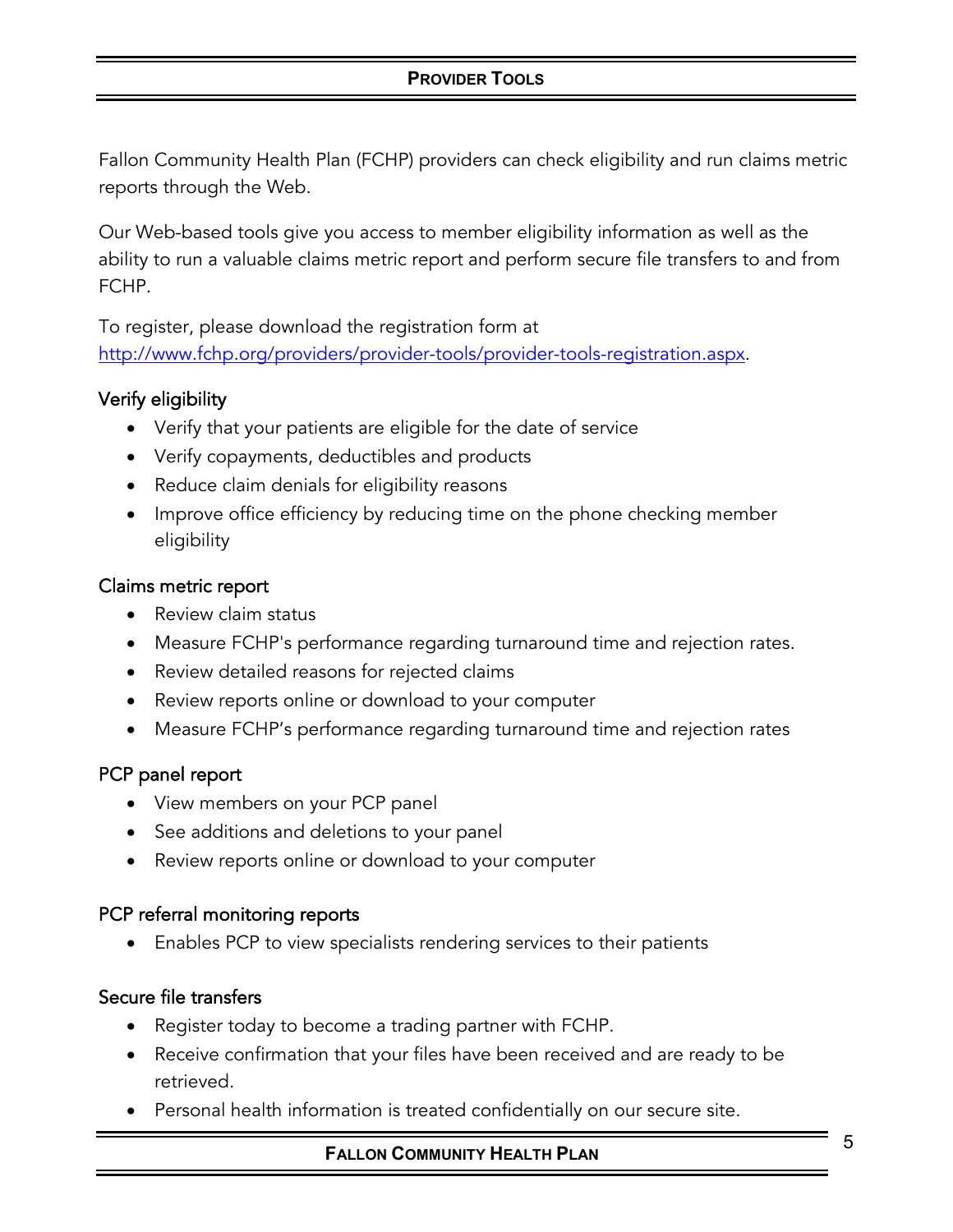## PROVIDER TOOLS

Fallon Community Health Plan (FCHP) providers can check eligibility and run claims metric reports through the Web.

Our Web-based tools give you access to member eligibility information as well as the ability to run a valuable claims metric report and perform secure file transfers to and from FCHP.

To register, please download the registration form at http://www.fchp.org/providers/provider-tools/provider-tools-registration.aspx.

### Verify eligibility

- Verify that your patients are eligible for the date of service
- Verify copayments, deductibles and products
- Reduce claim denials for eligibility reasons
- Improve office efficiency by reducing time on the phone checking member eligibility

### Claims metric report

- Review claim status
- Measure FCHP's performance regarding turnaround time and rejection rates.
- Review detailed reasons for rejected claims
- Review reports online or download to your computer
- Measure FCHP's performance regarding turnaround time and rejection rates

### PCP panel report

- View members on your PCP panel
- See additions and deletions to your panel
- Review reports online or download to your computer

### PCP referral monitoring reports

- Enables PCP to view specialists rendering services to their patients

### Secure file transfers

- Register today to become a trading partner with FCHP.
- Receive confirmation that your files have been received and are ready to be retrieved.
- Personal health information is treated confidentially on our secure site.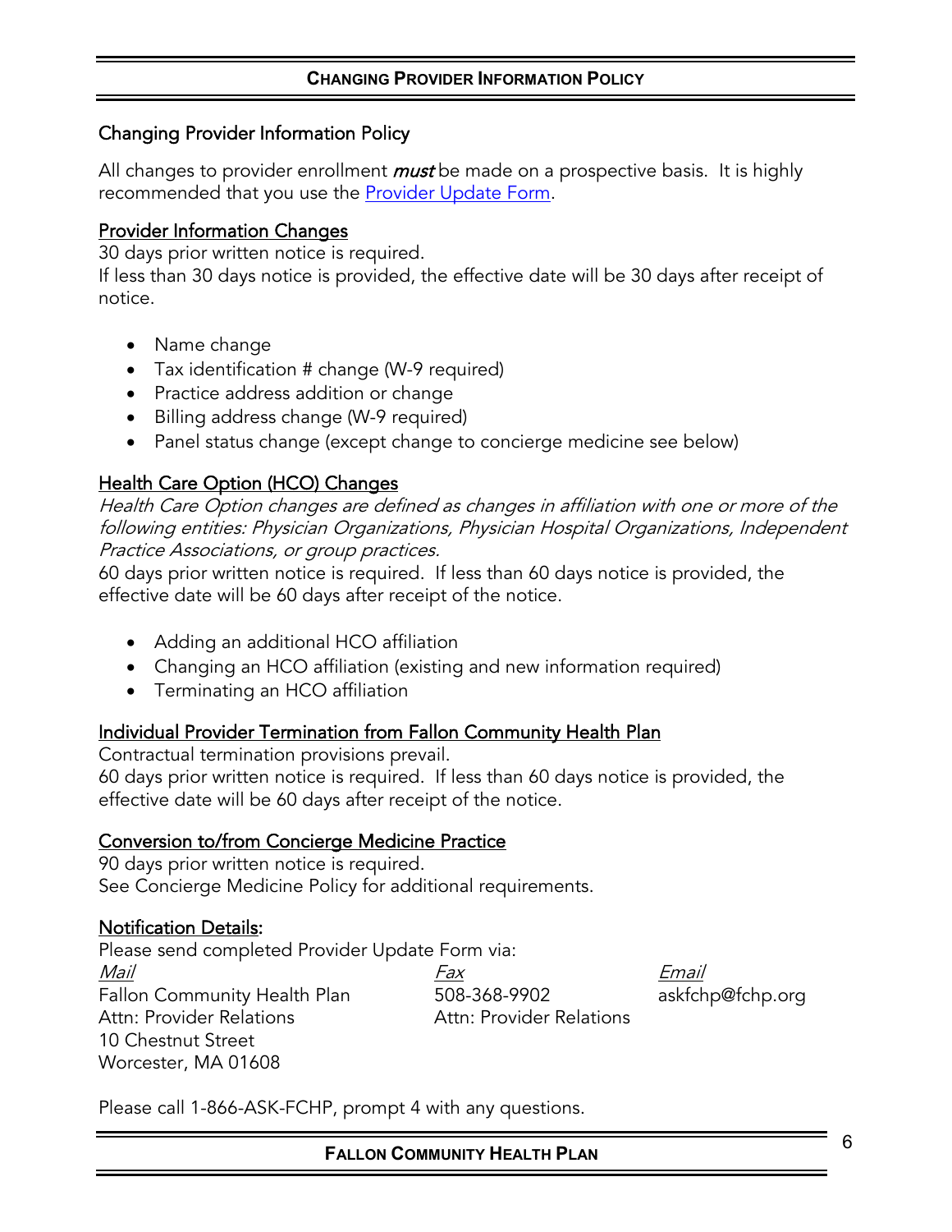# Changing Provider Information Policy

All changes to provider enrollment ***must*** be made on a prospective basis. It is highly recommended that you use the Provider Update Form.

## Provider Information Changes

30 days prior written notice is required.
If less than 30 days notice is provided, the effective date will be 30 days after receipt of notice.

- Name change
- Tax identification # change (W-9 required)
- Practice address addition or change
- Billing address change (W-9 required)
- Panel status change (except change to concierge medicine see below)

## Health Care Option (HCO) Changes

*Health Care Option changes are defined as changes in affiliation with one or more of the following entities: Physician Organizations, Physician Hospital Organizations, Independent Practice Associations, or group practices.*

60 days prior written notice is required. If less than 60 days notice is provided, the effective date will be 60 days after receipt of the notice.

- Adding an additional HCO affiliation
- Changing an HCO affiliation (existing and new information required)
- Terminating an HCO affiliation

## Individual Provider Termination from Fallon Community Health Plan

Contractual termination provisions prevail.
60 days prior written notice is required. If less than 60 days notice is provided, the effective date will be 60 days after receipt of the notice.

## Conversion to/from Concierge Medicine Practice

90 days prior written notice is required.
See Concierge Medicine Policy for additional requirements.

## Notification Details:

Please send completed Provider Update Form via:

*Mail*
Fallon Community Health Plan
Attn: Provider Relations
10 Chestnut Street
Worcester, MA 01608

*Fax*
508-368-9902
Attn: Provider Relations

*Email*
askfchp@fchp.org

Please call 1-866-ASK-FCHP, prompt 4 with any questions.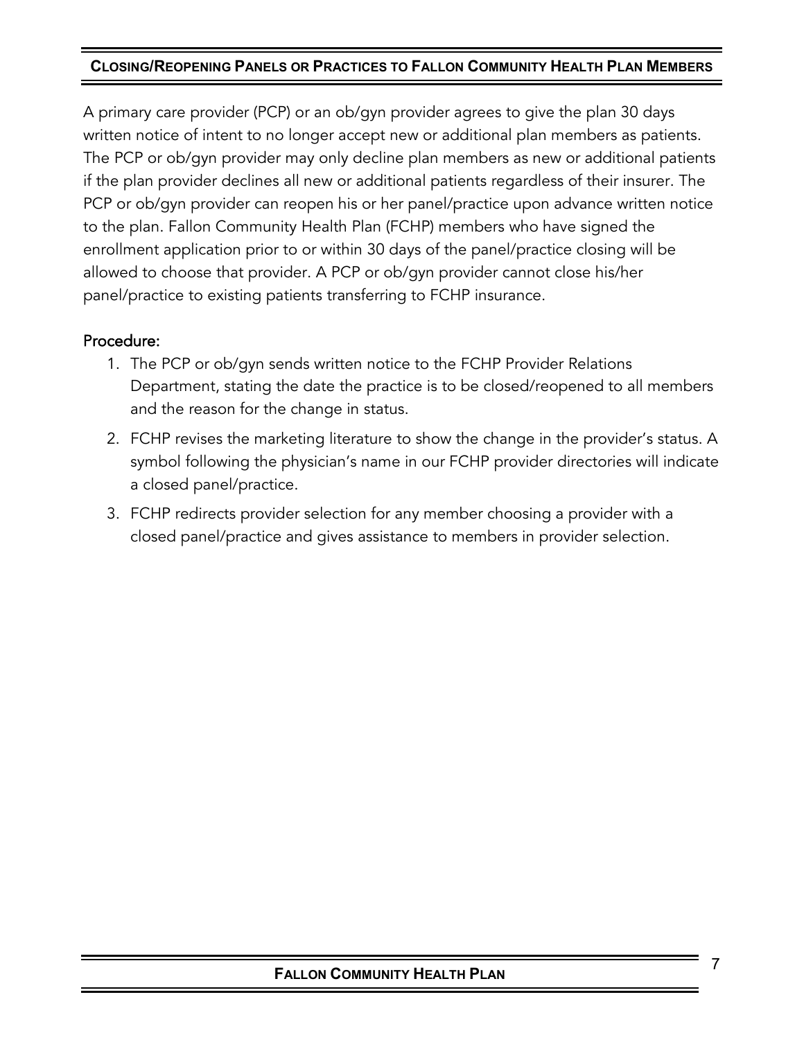## Closing/Reopening Panels or Practices to Fallon Community Health Plan Members

A primary care provider (PCP) or an ob/gyn provider agrees to give the plan 30 days written notice of intent to no longer accept new or additional plan members as patients. The PCP or ob/gyn provider may only decline plan members as new or additional patients if the plan provider declines all new or additional patients regardless of their insurer. The PCP or ob/gyn provider can reopen his or her panel/practice upon advance written notice to the plan. Fallon Community Health Plan (FCHP) members who have signed the enrollment application prior to or within 30 days of the panel/practice closing will be allowed to choose that provider. A PCP or ob/gyn provider cannot close his/her panel/practice to existing patients transferring to FCHP insurance.

### Procedure:

1. The PCP or ob/gyn sends written notice to the FCHP Provider Relations Department, stating the date the practice is to be closed/reopened to all members and the reason for the change in status.
2. FCHP revises the marketing literature to show the change in the provider's status. A symbol following the physician's name in our FCHP provider directories will indicate a closed panel/practice.
3. FCHP redirects provider selection for any member choosing a provider with a closed panel/practice and gives assistance to members in provider selection.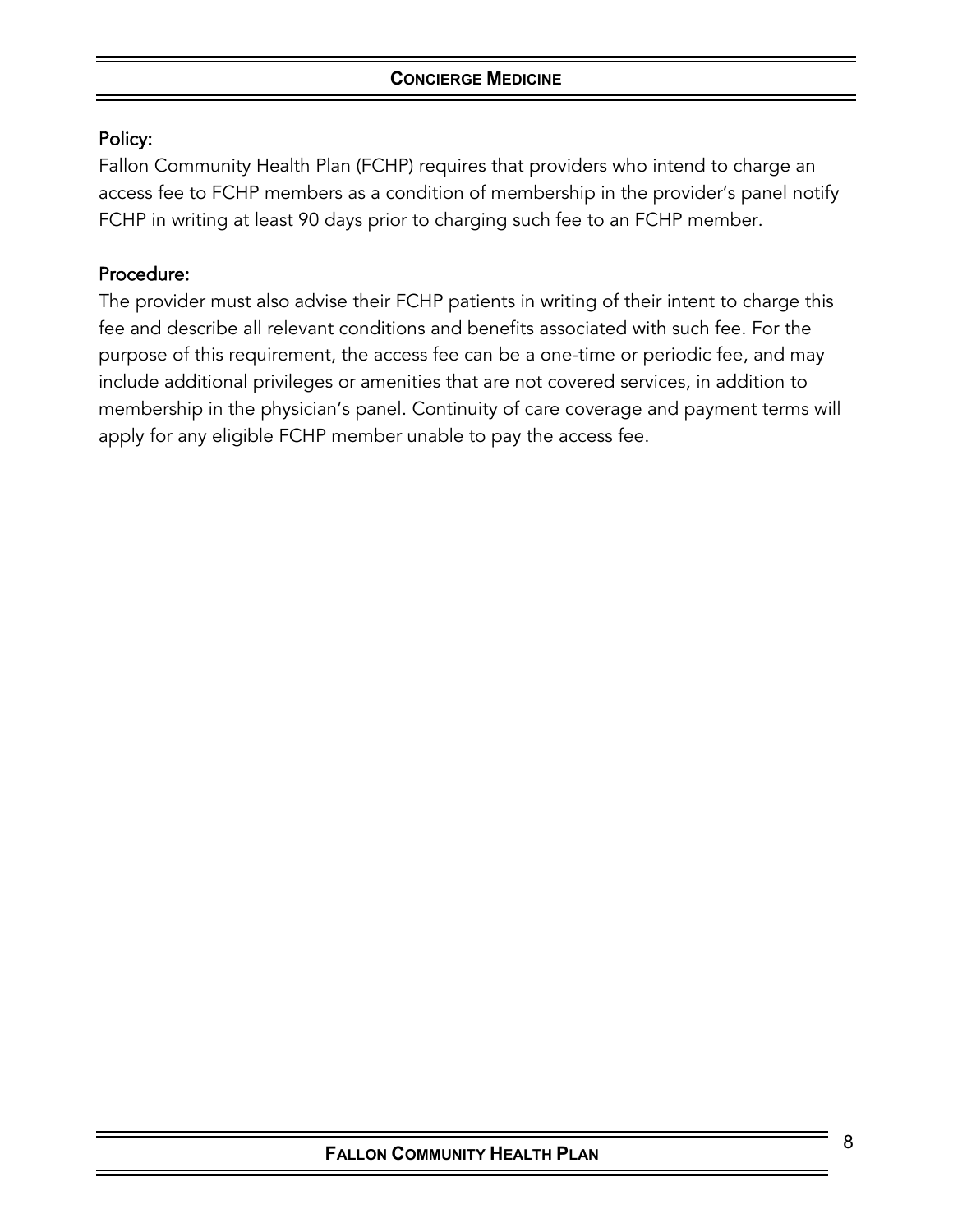# Concierge Medicine

## Policy:

Fallon Community Health Plan (FCHP) requires that providers who intend to charge an access fee to FCHP members as a condition of membership in the provider's panel notify FCHP in writing at least 90 days prior to charging such fee to an FCHP member.

## Procedure:

The provider must also advise their FCHP patients in writing of their intent to charge this fee and describe all relevant conditions and benefits associated with such fee. For the purpose of this requirement, the access fee can be a one-time or periodic fee, and may include additional privileges or amenities that are not covered services, in addition to membership in the physician's panel. Continuity of care coverage and payment terms will apply for any eligible FCHP member unable to pay the access fee.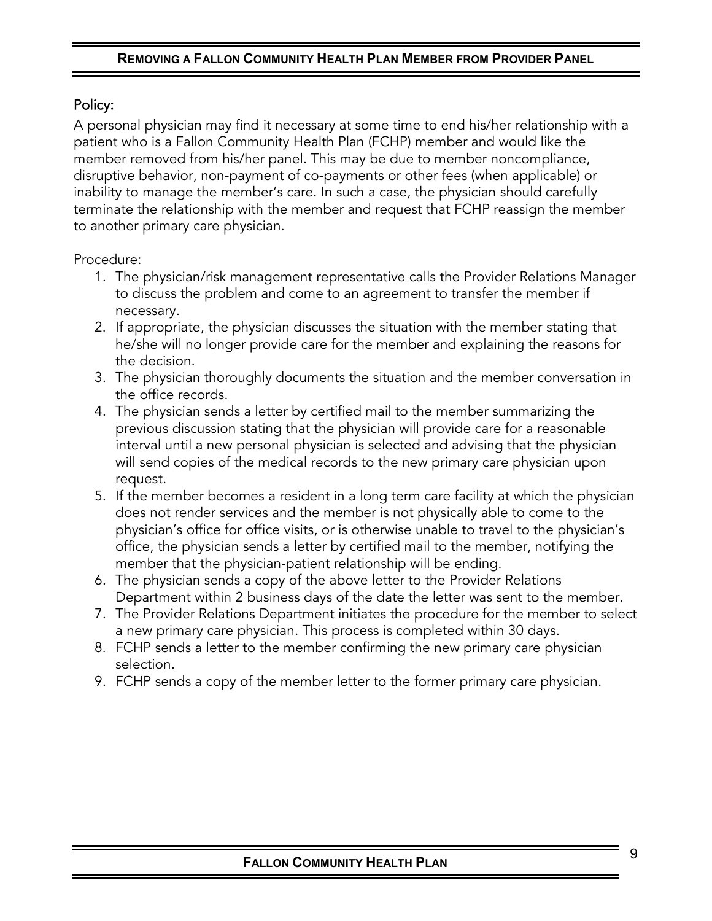## Removing a Fallon Community Health Plan Member from Provider Panel

### Policy:

A personal physician may find it necessary at some time to end his/her relationship with a patient who is a Fallon Community Health Plan (FCHP) member and would like the member removed from his/her panel. This may be due to member noncompliance, disruptive behavior, non-payment of co-payments or other fees (when applicable) or inability to manage the member's care. In such a case, the physician should carefully terminate the relationship with the member and request that FCHP reassign the member to another primary care physician.

Procedure:

1. The physician/risk management representative calls the Provider Relations Manager to discuss the problem and come to an agreement to transfer the member if necessary.
2. If appropriate, the physician discusses the situation with the member stating that he/she will no longer provide care for the member and explaining the reasons for the decision.
3. The physician thoroughly documents the situation and the member conversation in the office records.
4. The physician sends a letter by certified mail to the member summarizing the previous discussion stating that the physician will provide care for a reasonable interval until a new personal physician is selected and advising that the physician will send copies of the medical records to the new primary care physician upon request.
5. If the member becomes a resident in a long term care facility at which the physician does not render services and the member is not physically able to come to the physician's office for office visits, or is otherwise unable to travel to the physician's office, the physician sends a letter by certified mail to the member, notifying the member that the physician-patient relationship will be ending.
6. The physician sends a copy of the above letter to the Provider Relations Department within 2 business days of the date the letter was sent to the member.
7. The Provider Relations Department initiates the procedure for the member to select a new primary care physician. This process is completed within 30 days.
8. FCHP sends a letter to the member confirming the new primary care physician selection.
9. FCHP sends a copy of the member letter to the former primary care physician.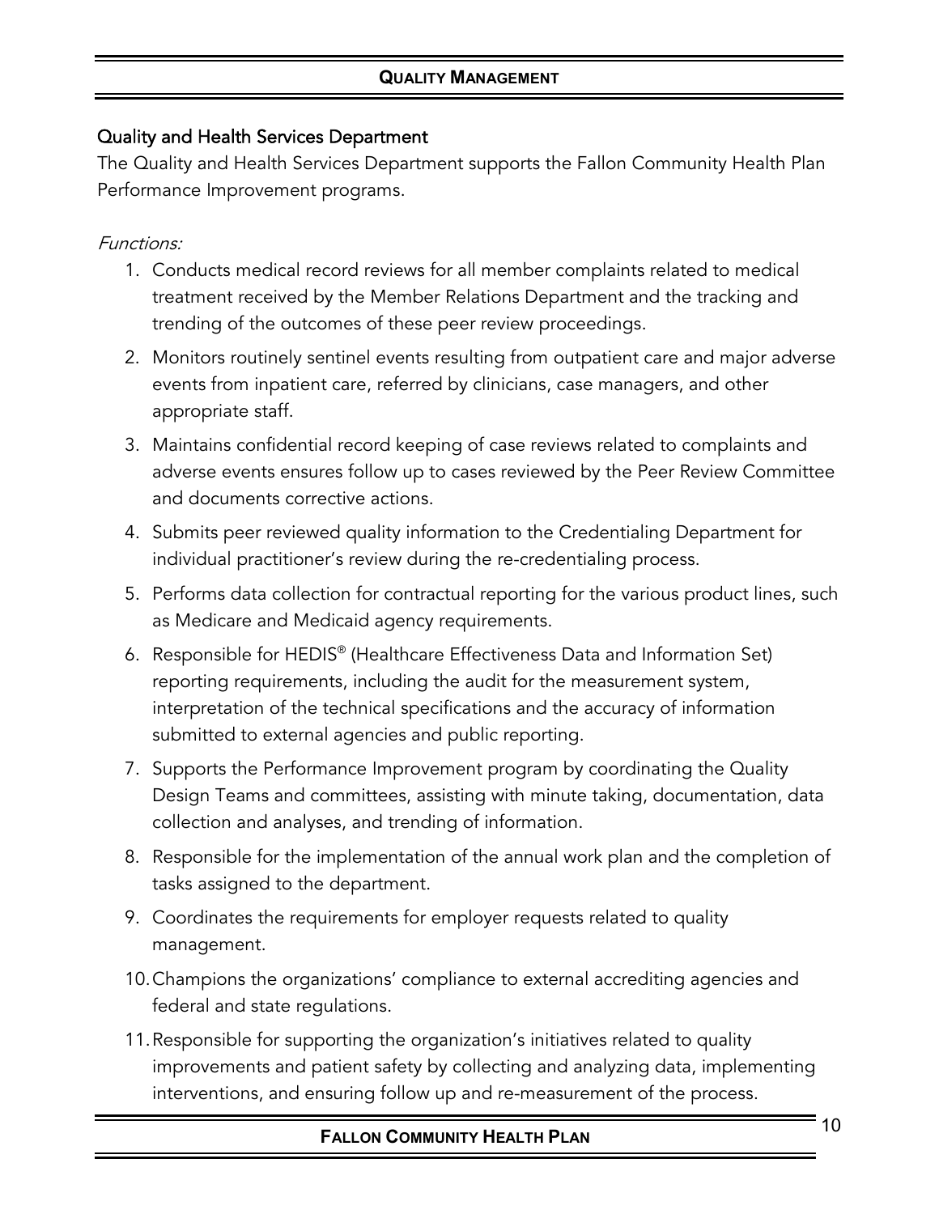## Quality and Health Services Department

The Quality and Health Services Department supports the Fallon Community Health Plan Performance Improvement programs.

*Functions:*

1. Conducts medical record reviews for all member complaints related to medical treatment received by the Member Relations Department and the tracking and trending of the outcomes of these peer review proceedings.
2. Monitors routinely sentinel events resulting from outpatient care and major adverse events from inpatient care, referred by clinicians, case managers, and other appropriate staff.
3. Maintains confidential record keeping of case reviews related to complaints and adverse events ensures follow up to cases reviewed by the Peer Review Committee and documents corrective actions.
4. Submits peer reviewed quality information to the Credentialing Department for individual practitioner's review during the re-credentialing process.
5. Performs data collection for contractual reporting for the various product lines, such as Medicare and Medicaid agency requirements.
6. Responsible for HEDIS® (Healthcare Effectiveness Data and Information Set) reporting requirements, including the audit for the measurement system, interpretation of the technical specifications and the accuracy of information submitted to external agencies and public reporting.
7. Supports the Performance Improvement program by coordinating the Quality Design Teams and committees, assisting with minute taking, documentation, data collection and analyses, and trending of information.
8. Responsible for the implementation of the annual work plan and the completion of tasks assigned to the department.
9. Coordinates the requirements for employer requests related to quality management.
10. Champions the organizations' compliance to external accrediting agencies and federal and state regulations.
11. Responsible for supporting the organization's initiatives related to quality improvements and patient safety by collecting and analyzing data, implementing interventions, and ensuring follow up and re-measurement of the process.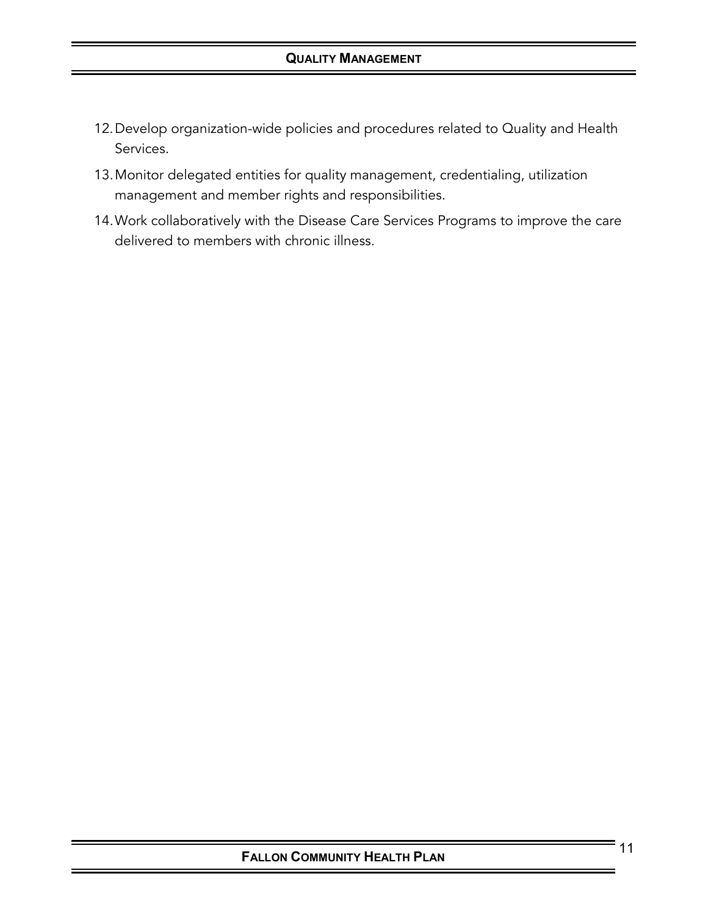12. Develop organization-wide policies and procedures related to Quality and Health Services.
13. Monitor delegated entities for quality management, credentialing, utilization management and member rights and responsibilities.
14. Work collaboratively with the Disease Care Services Programs to improve the care delivered to members with chronic illness.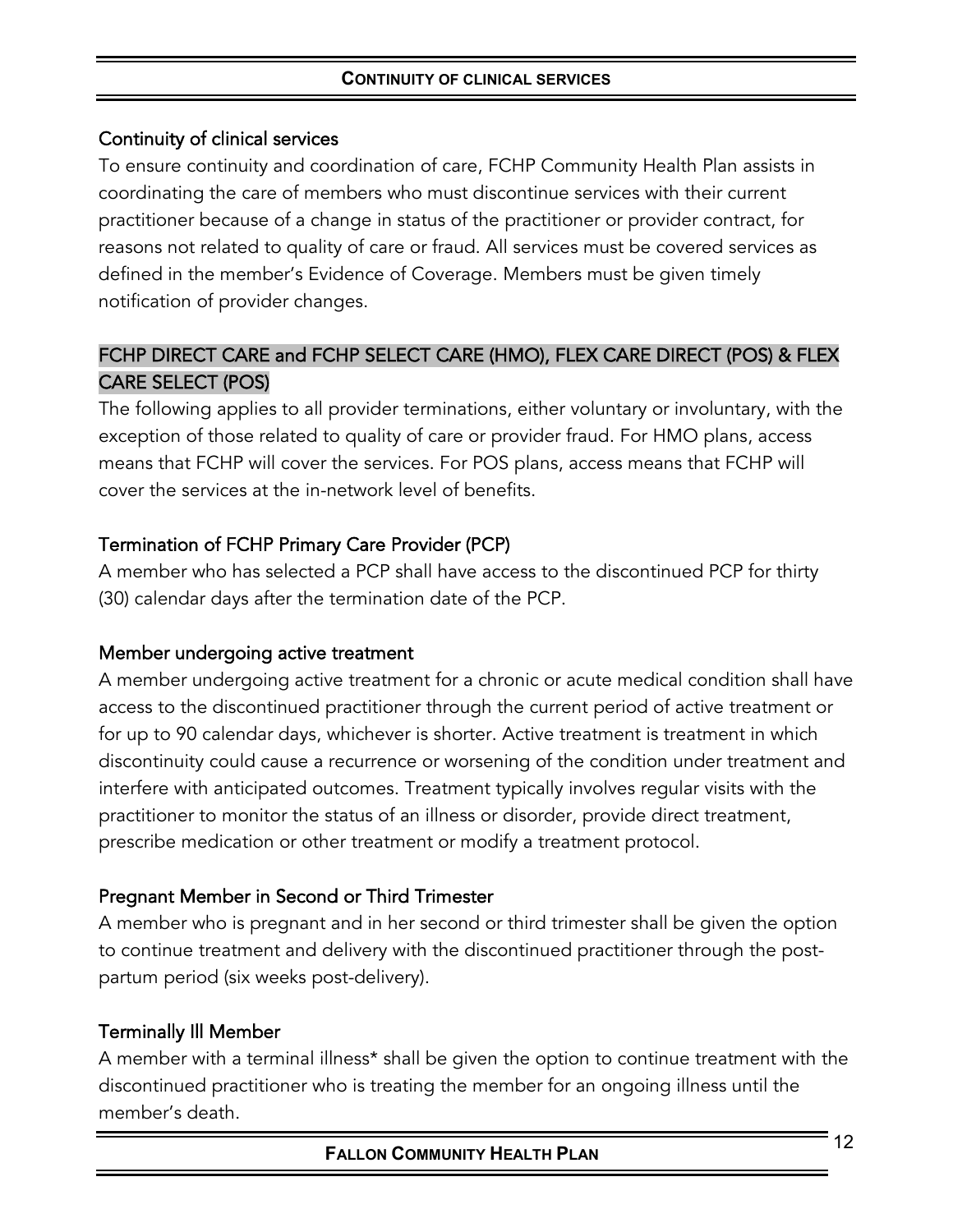## Continuity of clinical services

To ensure continuity and coordination of care, FCHP Community Health Plan assists in coordinating the care of members who must discontinue services with their current practitioner because of a change in status of the practitioner or provider contract, for reasons not related to quality of care or fraud. All services must be covered services as defined in the member's Evidence of Coverage. Members must be given timely notification of provider changes.

### FCHP DIRECT CARE and FCHP SELECT CARE (HMO), FLEX CARE DIRECT (POS) & FLEX CARE SELECT (POS)

The following applies to all provider terminations, either voluntary or involuntary, with the exception of those related to quality of care or provider fraud. For HMO plans, access means that FCHP will cover the services. For POS plans, access means that FCHP will cover the services at the in-network level of benefits.

### Termination of FCHP Primary Care Provider (PCP)

A member who has selected a PCP shall have access to the discontinued PCP for thirty (30) calendar days after the termination date of the PCP.

### Member undergoing active treatment

A member undergoing active treatment for a chronic or acute medical condition shall have access to the discontinued practitioner through the current period of active treatment or for up to 90 calendar days, whichever is shorter. Active treatment is treatment in which discontinuity could cause a recurrence or worsening of the condition under treatment and interfere with anticipated outcomes. Treatment typically involves regular visits with the practitioner to monitor the status of an illness or disorder, provide direct treatment, prescribe medication or other treatment or modify a treatment protocol.

### Pregnant Member in Second or Third Trimester

A member who is pregnant and in her second or third trimester shall be given the option to continue treatment and delivery with the discontinued practitioner through the post-partum period (six weeks post-delivery).

### Terminally Ill Member

A member with a terminal illness* shall be given the option to continue treatment with the discontinued practitioner who is treating the member for an ongoing illness until the member's death.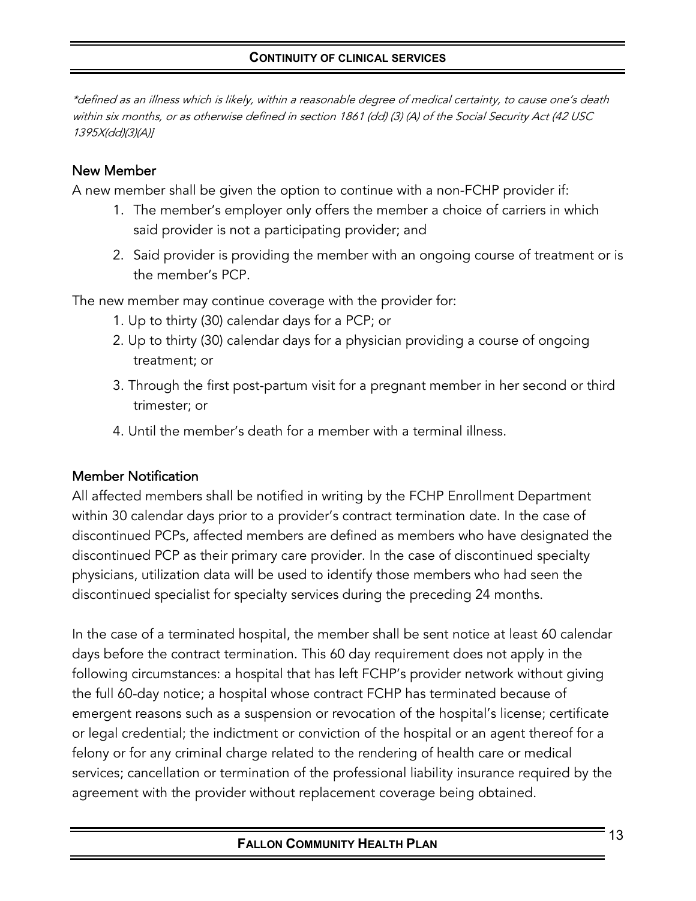*\*defined as an illness which is likely, within a reasonable degree of medical certainty, to cause one's death within six months, or as otherwise defined in section 1861 (dd) (3) (A) of the Social Security Act (42 USC 1395X(dd)(3)(A)]*

## New Member

A new member shall be given the option to continue with a non-FCHP provider if:

1. The member's employer only offers the member a choice of carriers in which said provider is not a participating provider; and
2. Said provider is providing the member with an ongoing course of treatment or is the member's PCP.

The new member may continue coverage with the provider for:

1. Up to thirty (30) calendar days for a PCP; or
2. Up to thirty (30) calendar days for a physician providing a course of ongoing treatment; or
3. Through the first post-partum visit for a pregnant member in her second or third trimester; or
4. Until the member's death for a member with a terminal illness.

## Member Notification

All affected members shall be notified in writing by the FCHP Enrollment Department within 30 calendar days prior to a provider's contract termination date. In the case of discontinued PCPs, affected members are defined as members who have designated the discontinued PCP as their primary care provider. In the case of discontinued specialty physicians, utilization data will be used to identify those members who had seen the discontinued specialist for specialty services during the preceding 24 months.

In the case of a terminated hospital, the member shall be sent notice at least 60 calendar days before the contract termination. This 60 day requirement does not apply in the following circumstances: a hospital that has left FCHP's provider network without giving the full 60-day notice; a hospital whose contract FCHP has terminated because of emergent reasons such as a suspension or revocation of the hospital's license; certificate or legal credential; the indictment or conviction of the hospital or an agent thereof for a felony or for any criminal charge related to the rendering of health care or medical services; cancellation or termination of the professional liability insurance required by the agreement with the provider without replacement coverage being obtained.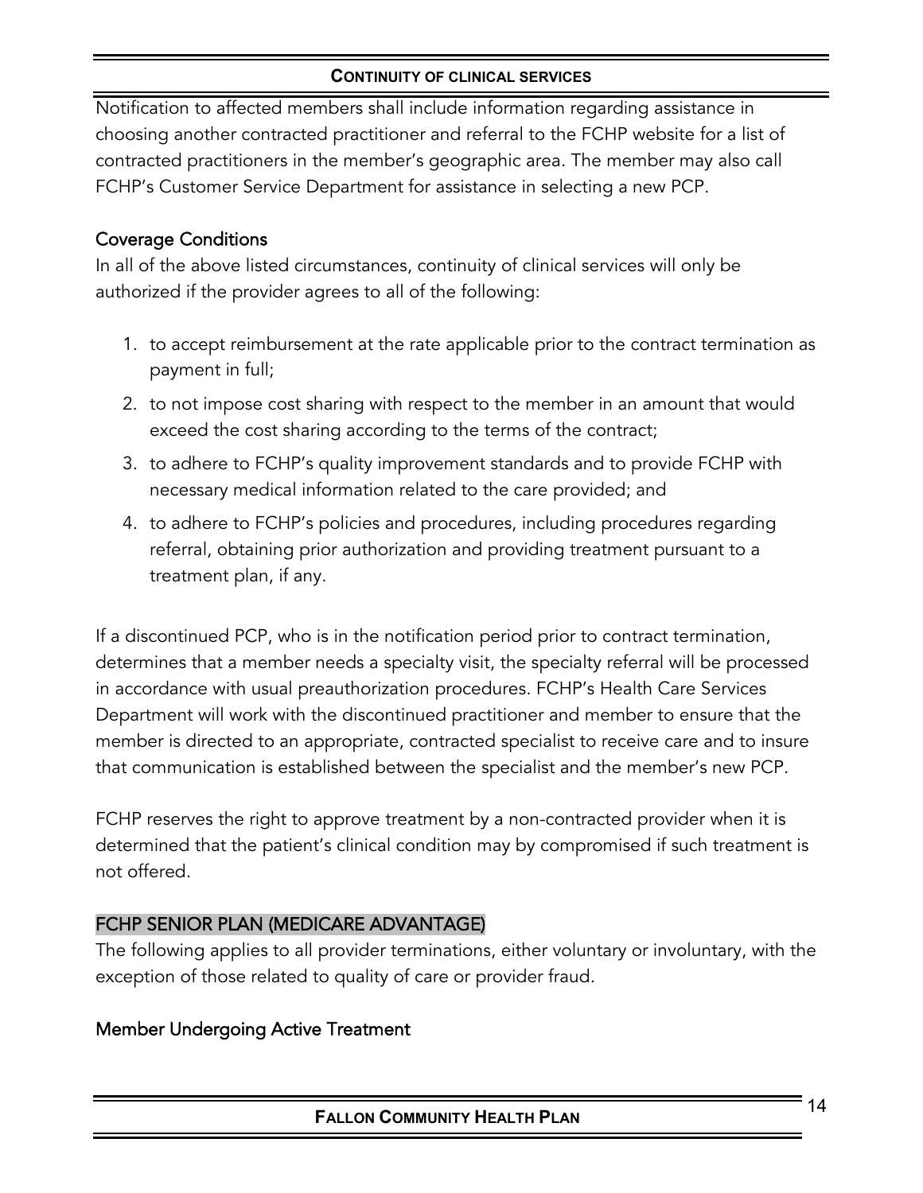Notification to affected members shall include information regarding assistance in choosing another contracted practitioner and referral to the FCHP website for a list of contracted practitioners in the member's geographic area. The member may also call FCHP's Customer Service Department for assistance in selecting a new PCP.

### Coverage Conditions

In all of the above listed circumstances, continuity of clinical services will only be authorized if the provider agrees to all of the following:

1. to accept reimbursement at the rate applicable prior to the contract termination as payment in full;
2. to not impose cost sharing with respect to the member in an amount that would exceed the cost sharing according to the terms of the contract;
3. to adhere to FCHP's quality improvement standards and to provide FCHP with necessary medical information related to the care provided; and
4. to adhere to FCHP's policies and procedures, including procedures regarding referral, obtaining prior authorization and providing treatment pursuant to a treatment plan, if any.

If a discontinued PCP, who is in the notification period prior to contract termination, determines that a member needs a specialty visit, the specialty referral will be processed in accordance with usual preauthorization procedures. FCHP's Health Care Services Department will work with the discontinued practitioner and member to ensure that the member is directed to an appropriate, contracted specialist to receive care and to insure that communication is established between the specialist and the member's new PCP.

FCHP reserves the right to approve treatment by a non-contracted provider when it is determined that the patient's clinical condition may by compromised if such treatment is not offered.

## FCHP SENIOR PLAN (MEDICARE ADVANTAGE)

The following applies to all provider terminations, either voluntary or involuntary, with the exception of those related to quality of care or provider fraud.

### Member Undergoing Active Treatment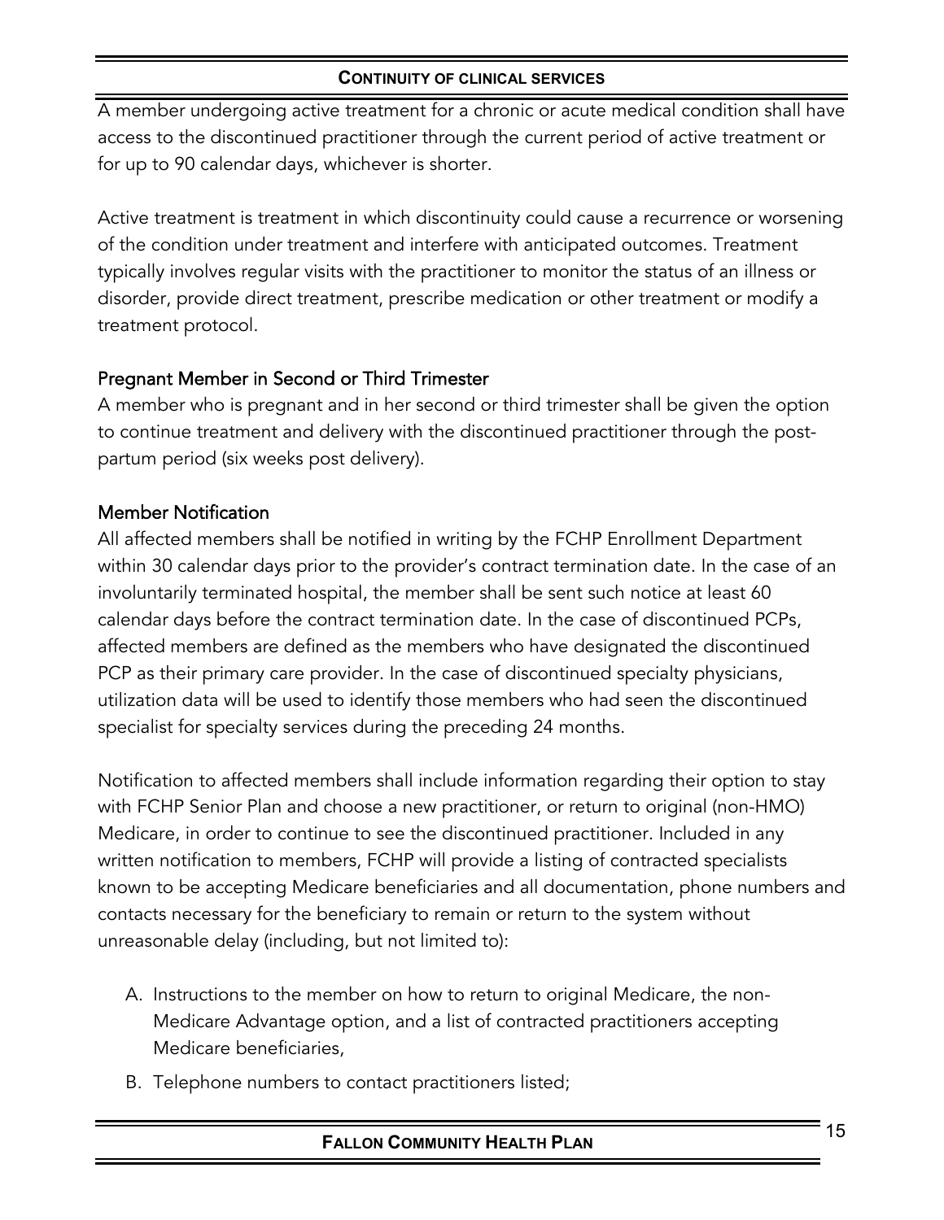A member undergoing active treatment for a chronic or acute medical condition shall have access to the discontinued practitioner through the current period of active treatment or for up to 90 calendar days, whichever is shorter.

Active treatment is treatment in which discontinuity could cause a recurrence or worsening of the condition under treatment and interfere with anticipated outcomes. Treatment typically involves regular visits with the practitioner to monitor the status of an illness or disorder, provide direct treatment, prescribe medication or other treatment or modify a treatment protocol.

### Pregnant Member in Second or Third Trimester

A member who is pregnant and in her second or third trimester shall be given the option to continue treatment and delivery with the discontinued practitioner through the post-partum period (six weeks post delivery).

### Member Notification

All affected members shall be notified in writing by the FCHP Enrollment Department within 30 calendar days prior to the provider's contract termination date. In the case of an involuntarily terminated hospital, the member shall be sent such notice at least 60 calendar days before the contract termination date. In the case of discontinued PCPs, affected members are defined as the members who have designated the discontinued PCP as their primary care provider. In the case of discontinued specialty physicians, utilization data will be used to identify those members who had seen the discontinued specialist for specialty services during the preceding 24 months.

Notification to affected members shall include information regarding their option to stay with FCHP Senior Plan and choose a new practitioner, or return to original (non-HMO) Medicare, in order to continue to see the discontinued practitioner. Included in any written notification to members, FCHP will provide a listing of contracted specialists known to be accepting Medicare beneficiaries and all documentation, phone numbers and contacts necessary for the beneficiary to remain or return to the system without unreasonable delay (including, but not limited to):

A. Instructions to the member on how to return to original Medicare, the non-Medicare Advantage option, and a list of contracted practitioners accepting Medicare beneficiaries,
B. Telephone numbers to contact practitioners listed;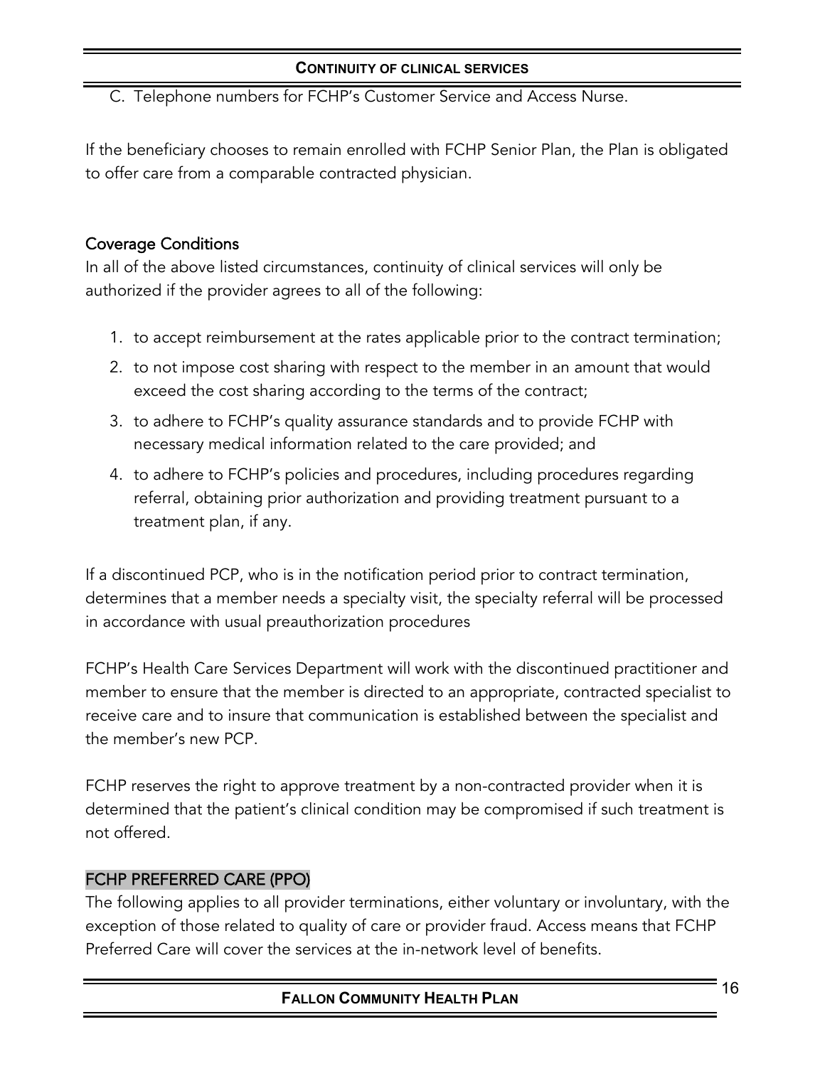C. Telephone numbers for FCHP's Customer Service and Access Nurse.

If the beneficiary chooses to remain enrolled with FCHP Senior Plan, the Plan is obligated to offer care from a comparable contracted physician.

## Coverage Conditions

In all of the above listed circumstances, continuity of clinical services will only be authorized if the provider agrees to all of the following:

1. to accept reimbursement at the rates applicable prior to the contract termination;
2. to not impose cost sharing with respect to the member in an amount that would exceed the cost sharing according to the terms of the contract;
3. to adhere to FCHP's quality assurance standards and to provide FCHP with necessary medical information related to the care provided; and
4. to adhere to FCHP's policies and procedures, including procedures regarding referral, obtaining prior authorization and providing treatment pursuant to a treatment plan, if any.

If a discontinued PCP, who is in the notification period prior to contract termination, determines that a member needs a specialty visit, the specialty referral will be processed in accordance with usual preauthorization procedures

FCHP's Health Care Services Department will work with the discontinued practitioner and member to ensure that the member is directed to an appropriate, contracted specialist to receive care and to insure that communication is established between the specialist and the member's new PCP.

FCHP reserves the right to approve treatment by a non-contracted provider when it is determined that the patient's clinical condition may be compromised if such treatment is not offered.

## FCHP PREFERRED CARE (PPO)

The following applies to all provider terminations, either voluntary or involuntary, with the exception of those related to quality of care or provider fraud. Access means that FCHP Preferred Care will cover the services at the in-network level of benefits.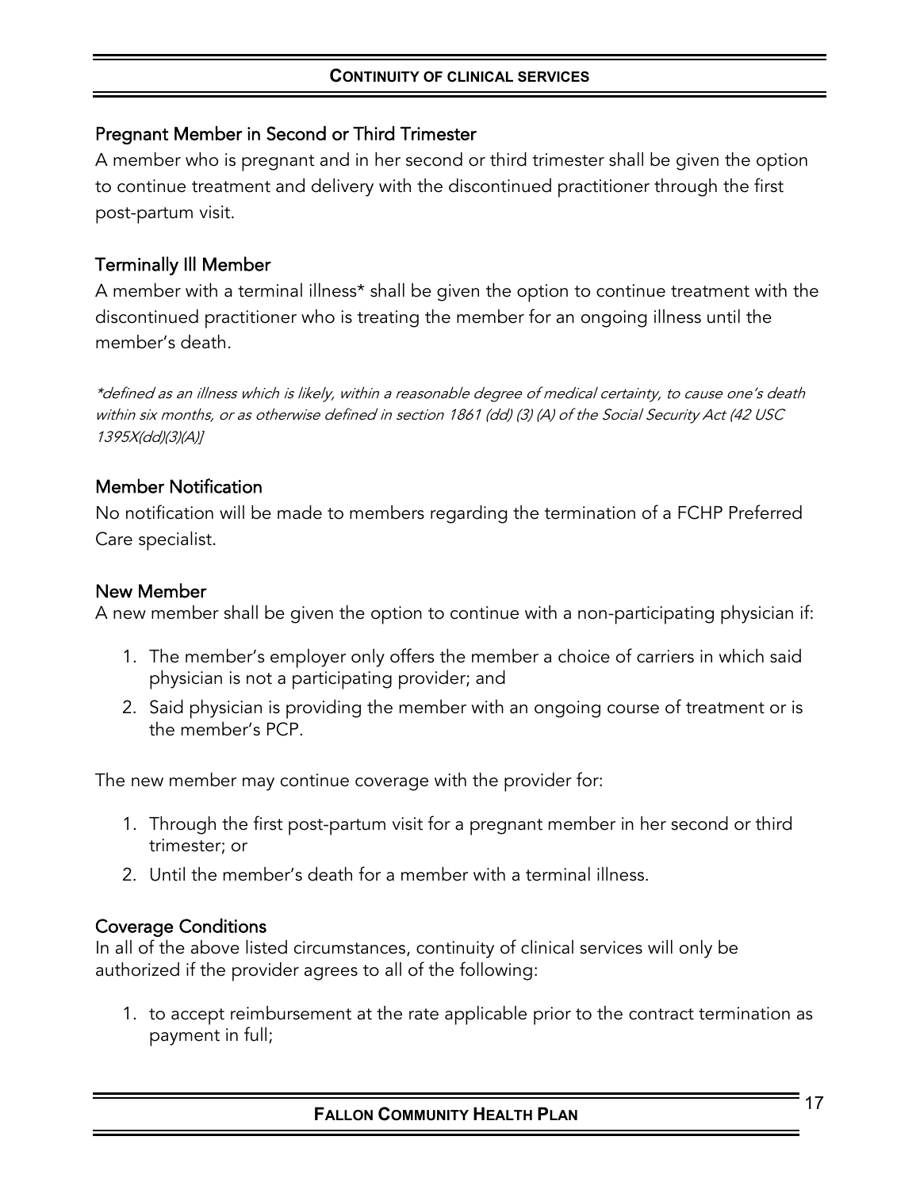### Pregnant Member in Second or Third Trimester

A member who is pregnant and in her second or third trimester shall be given the option to continue treatment and delivery with the discontinued practitioner through the first post-partum visit.

### Terminally Ill Member

A member with a terminal illness* shall be given the option to continue treatment with the discontinued practitioner who is treating the member for an ongoing illness until the member's death.

*\*defined as an illness which is likely, within a reasonable degree of medical certainty, to cause one's death within six months, or as otherwise defined in section 1861 (dd) (3) (A) of the Social Security Act (42 USC 1395X(dd)(3)(A)]*

### Member Notification

No notification will be made to members regarding the termination of a FCHP Preferred Care specialist.

### New Member

A new member shall be given the option to continue with a non-participating physician if:

1. The member's employer only offers the member a choice of carriers in which said physician is not a participating provider; and
2. Said physician is providing the member with an ongoing course of treatment or is the member's PCP.

The new member may continue coverage with the provider for:

1. Through the first post-partum visit for a pregnant member in her second or third trimester; or
2. Until the member's death for a member with a terminal illness.

### Coverage Conditions

In all of the above listed circumstances, continuity of clinical services will only be authorized if the provider agrees to all of the following:

1. to accept reimbursement at the rate applicable prior to the contract termination as payment in full;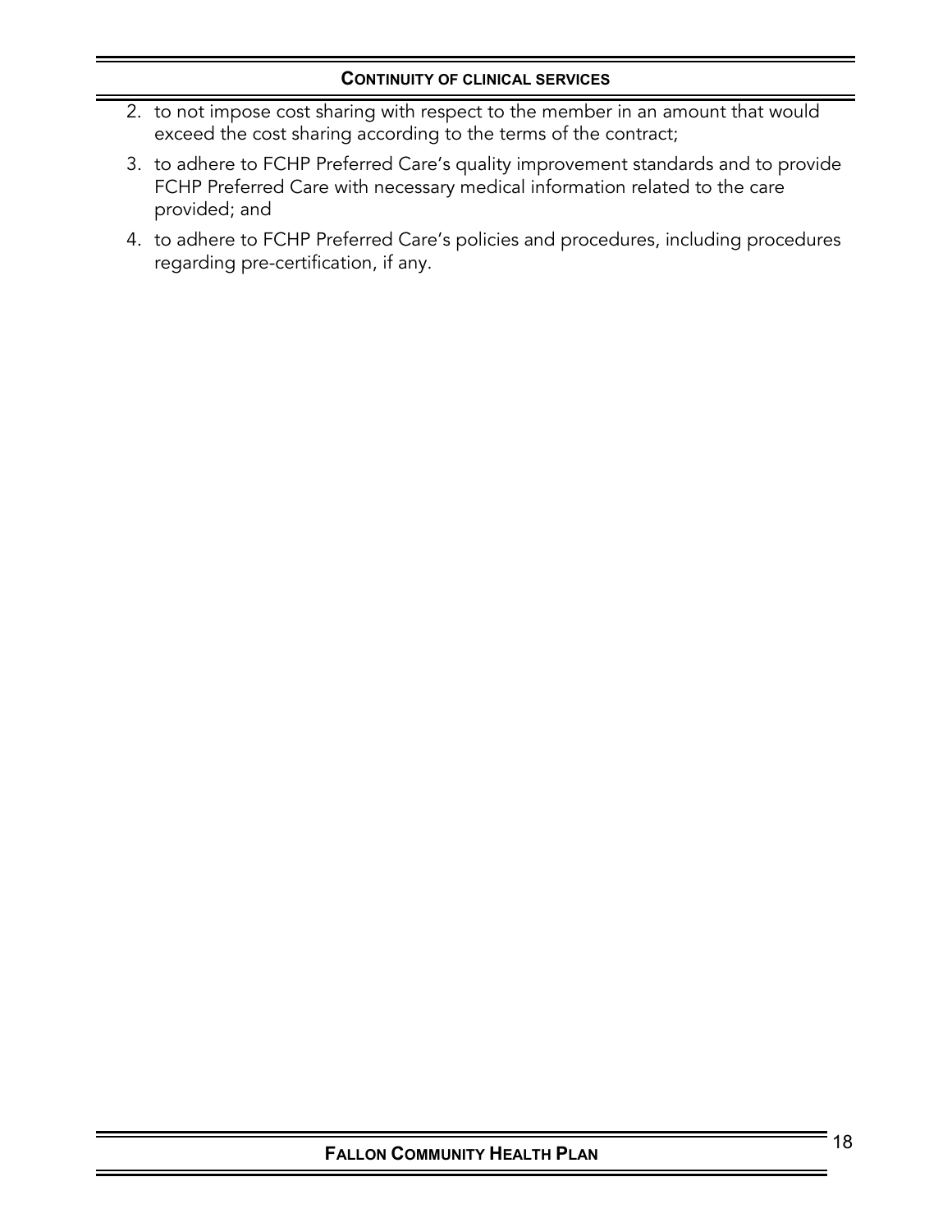2. to not impose cost sharing with respect to the member in an amount that would exceed the cost sharing according to the terms of the contract;
3. to adhere to FCHP Preferred Care's quality improvement standards and to provide FCHP Preferred Care with necessary medical information related to the care provided; and
4. to adhere to FCHP Preferred Care's policies and procedures, including procedures regarding pre-certification, if any.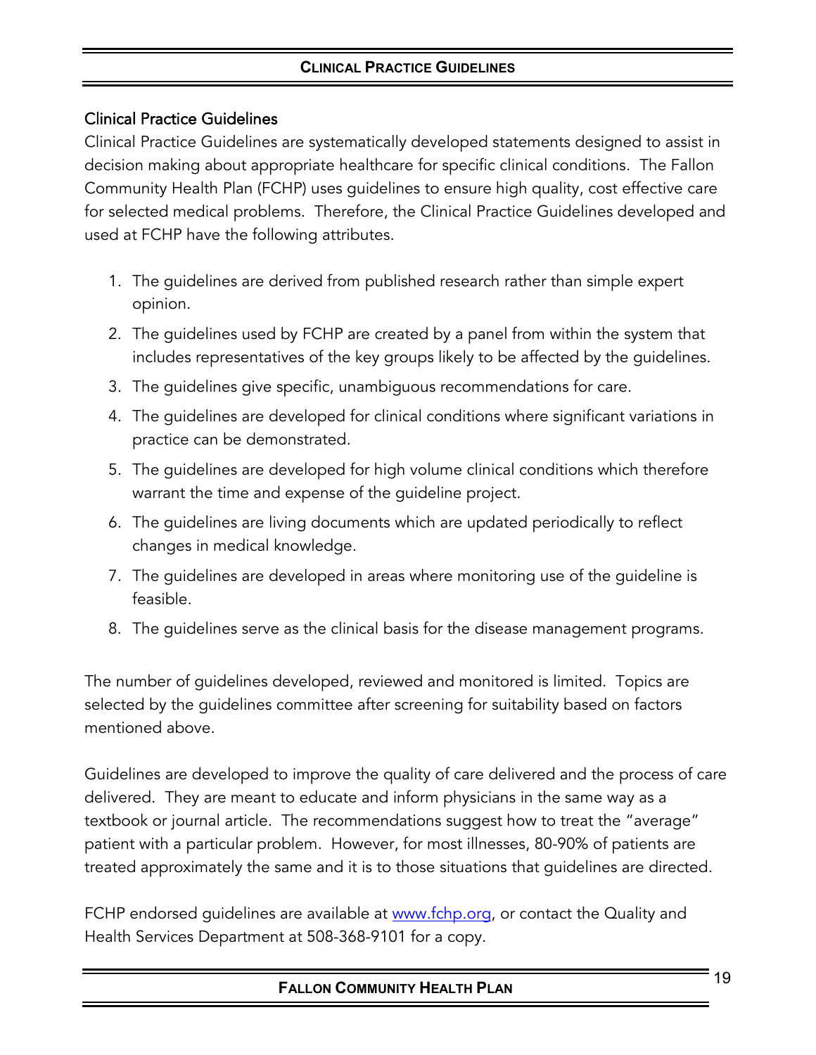## Clinical Practice Guidelines

Clinical Practice Guidelines are systematically developed statements designed to assist in decision making about appropriate healthcare for specific clinical conditions. The Fallon Community Health Plan (FCHP) uses guidelines to ensure high quality, cost effective care for selected medical problems. Therefore, the Clinical Practice Guidelines developed and used at FCHP have the following attributes.

1. The guidelines are derived from published research rather than simple expert opinion.
2. The guidelines used by FCHP are created by a panel from within the system that includes representatives of the key groups likely to be affected by the guidelines.
3. The guidelines give specific, unambiguous recommendations for care.
4. The guidelines are developed for clinical conditions where significant variations in practice can be demonstrated.
5. The guidelines are developed for high volume clinical conditions which therefore warrant the time and expense of the guideline project.
6. The guidelines are living documents which are updated periodically to reflect changes in medical knowledge.
7. The guidelines are developed in areas where monitoring use of the guideline is feasible.
8. The guidelines serve as the clinical basis for the disease management programs.

The number of guidelines developed, reviewed and monitored is limited. Topics are selected by the guidelines committee after screening for suitability based on factors mentioned above.

Guidelines are developed to improve the quality of care delivered and the process of care delivered. They are meant to educate and inform physicians in the same way as a textbook or journal article. The recommendations suggest how to treat the "average" patient with a particular problem. However, for most illnesses, 80-90% of patients are treated approximately the same and it is to those situations that guidelines are directed.

FCHP endorsed guidelines are available at [www.fchp.org](http://www.fchp.org), or contact the Quality and Health Services Department at 508-368-9101 for a copy.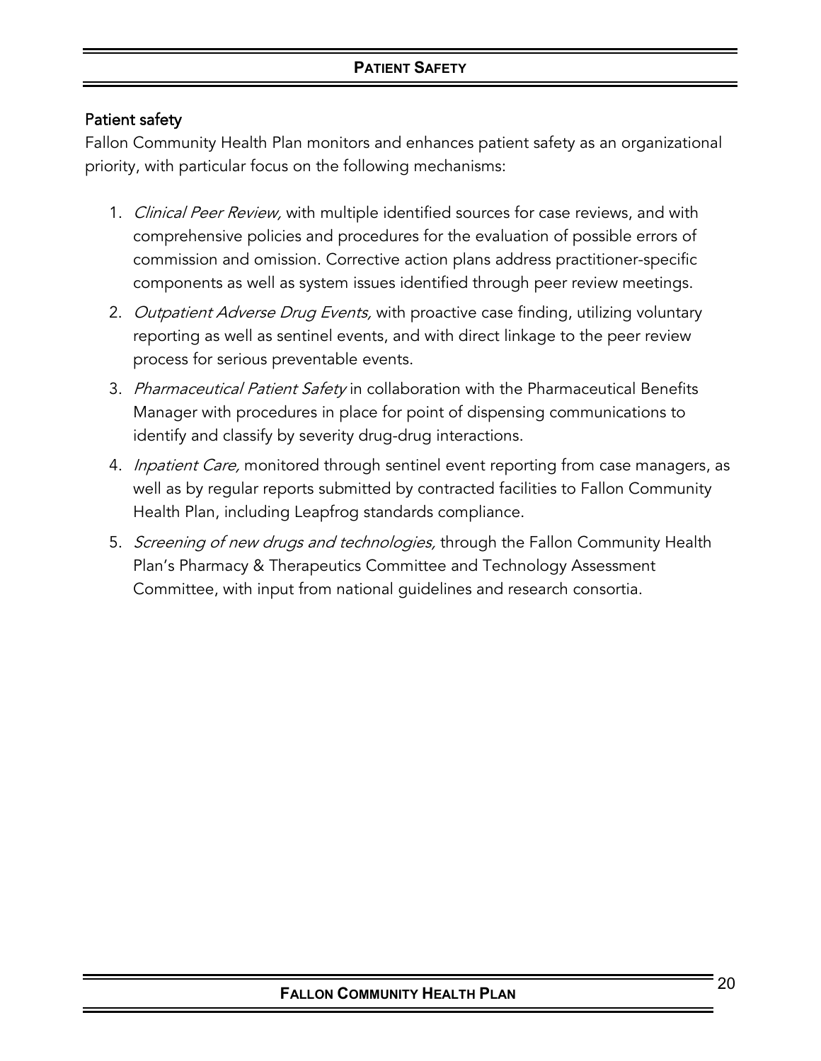## Patient safety

Fallon Community Health Plan monitors and enhances patient safety as an organizational priority, with particular focus on the following mechanisms:

1. *Clinical Peer Review,* with multiple identified sources for case reviews, and with comprehensive policies and procedures for the evaluation of possible errors of commission and omission. Corrective action plans address practitioner-specific components as well as system issues identified through peer review meetings.
2. *Outpatient Adverse Drug Events,* with proactive case finding, utilizing voluntary reporting as well as sentinel events, and with direct linkage to the peer review process for serious preventable events.
3. *Pharmaceutical Patient Safety* in collaboration with the Pharmaceutical Benefits Manager with procedures in place for point of dispensing communications to identify and classify by severity drug-drug interactions.
4. *Inpatient Care,* monitored through sentinel event reporting from case managers, as well as by regular reports submitted by contracted facilities to Fallon Community Health Plan, including Leapfrog standards compliance.
5. *Screening of new drugs and technologies,* through the Fallon Community Health Plan's Pharmacy & Therapeutics Committee and Technology Assessment Committee, with input from national guidelines and research consortia.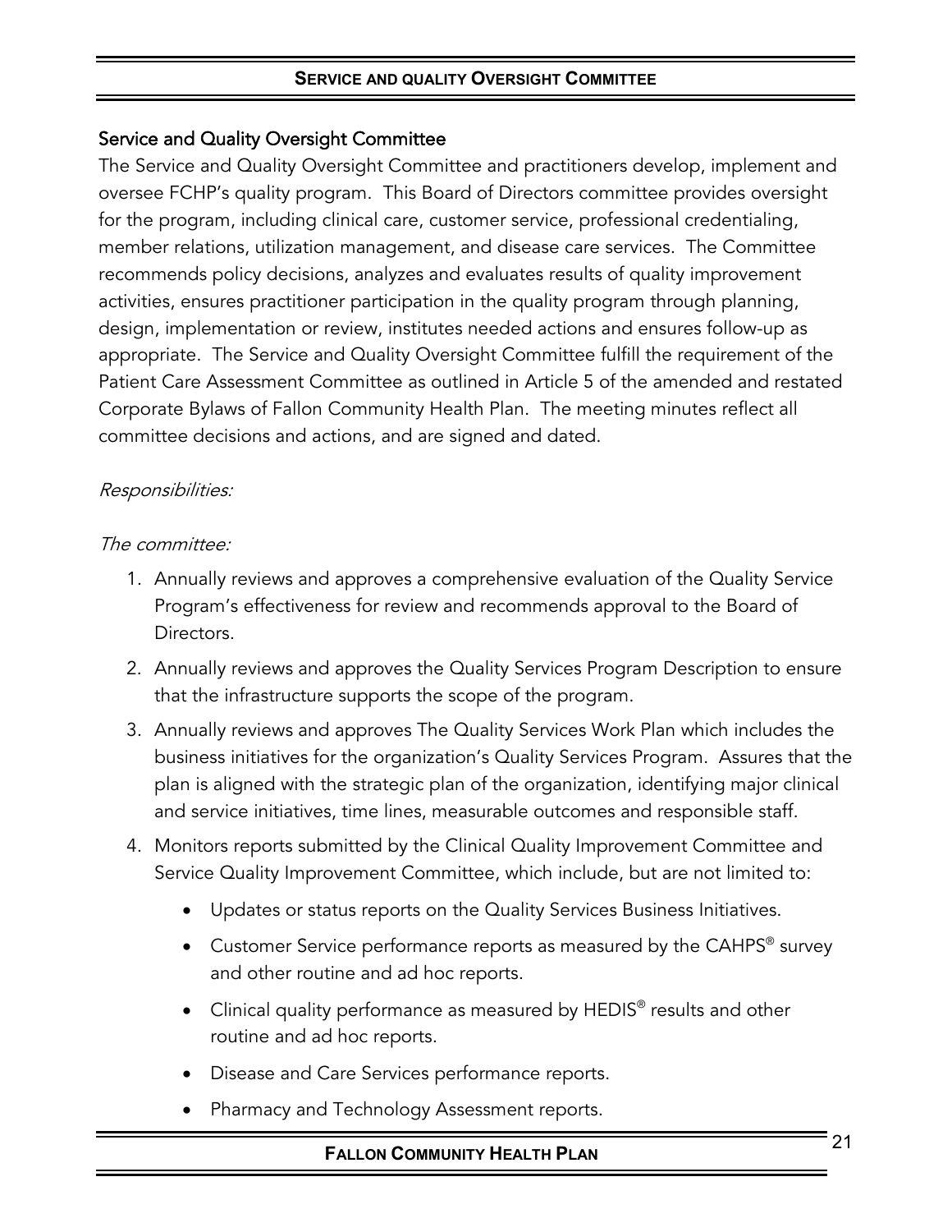## Service and Quality Oversight Committee

The Service and Quality Oversight Committee and practitioners develop, implement and oversee FCHP's quality program. This Board of Directors committee provides oversight for the program, including clinical care, customer service, professional credentialing, member relations, utilization management, and disease care services. The Committee recommends policy decisions, analyzes and evaluates results of quality improvement activities, ensures practitioner participation in the quality program through planning, design, implementation or review, institutes needed actions and ensures follow-up as appropriate. The Service and Quality Oversight Committee fulfill the requirement of the Patient Care Assessment Committee as outlined in Article 5 of the amended and restated Corporate Bylaws of Fallon Community Health Plan. The meeting minutes reflect all committee decisions and actions, and are signed and dated.

*Responsibilities:*

*The committee:*

1. Annually reviews and approves a comprehensive evaluation of the Quality Service Program's effectiveness for review and recommends approval to the Board of Directors.
2. Annually reviews and approves the Quality Services Program Description to ensure that the infrastructure supports the scope of the program.
3. Annually reviews and approves The Quality Services Work Plan which includes the business initiatives for the organization's Quality Services Program. Assures that the plan is aligned with the strategic plan of the organization, identifying major clinical and service initiatives, time lines, measurable outcomes and responsible staff.
4. Monitors reports submitted by the Clinical Quality Improvement Committee and Service Quality Improvement Committee, which include, but are not limited to:
   - Updates or status reports on the Quality Services Business Initiatives.
   - Customer Service performance reports as measured by the CAHPS® survey and other routine and ad hoc reports.
   - Clinical quality performance as measured by HEDIS® results and other routine and ad hoc reports.
   - Disease and Care Services performance reports.
   - Pharmacy and Technology Assessment reports.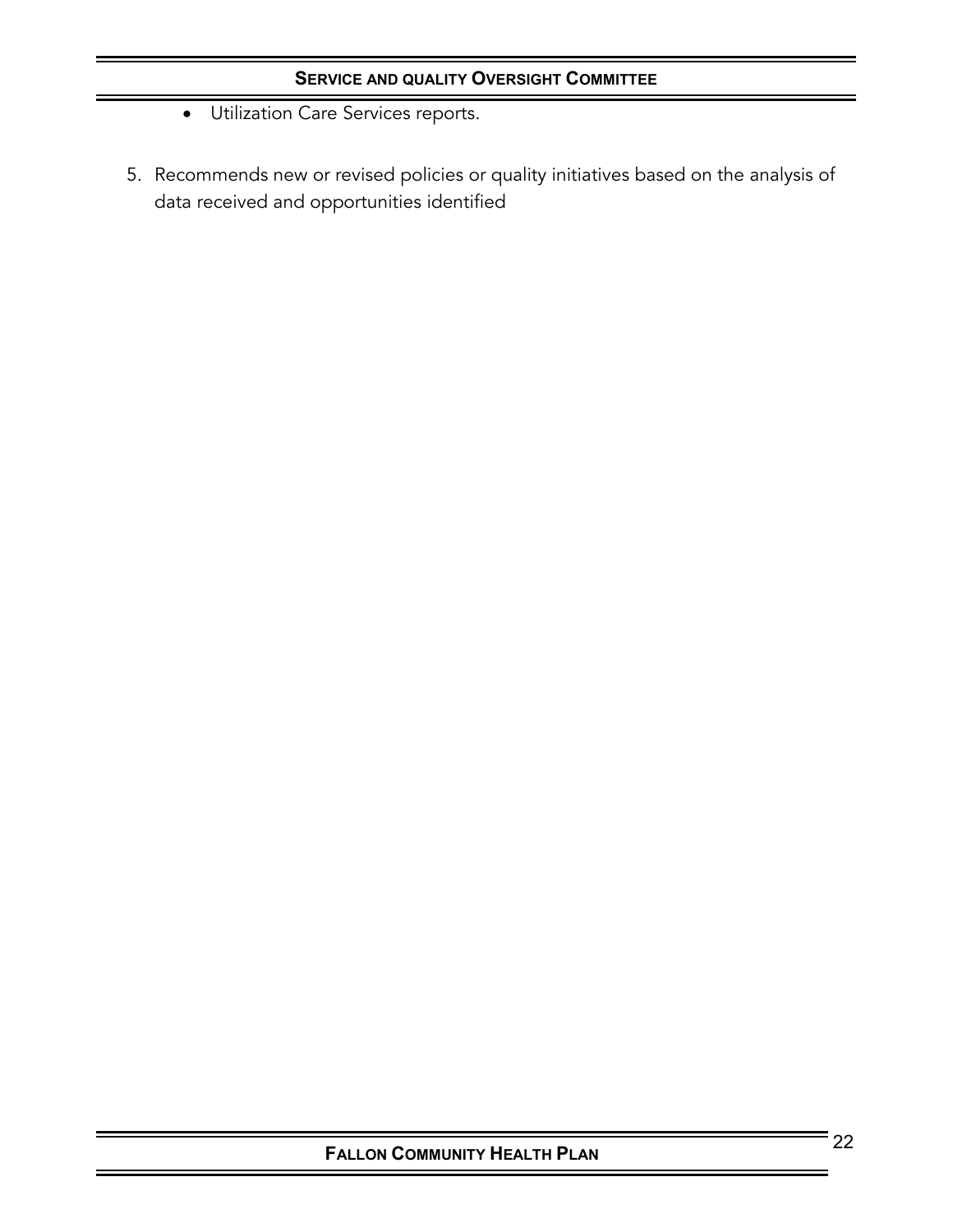- Utilization Care Services reports.

5. Recommends new or revised policies or quality initiatives based on the analysis of data received and opportunities identified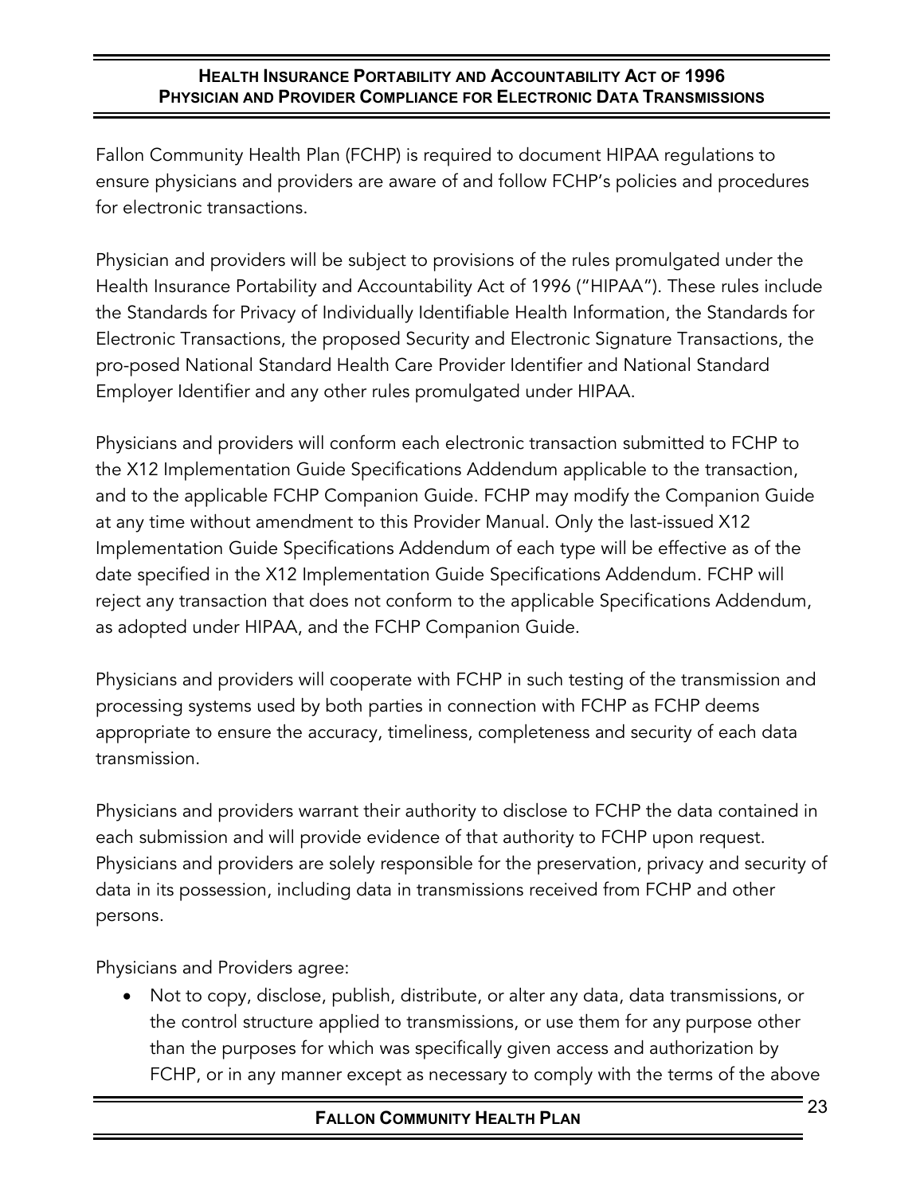# HEALTH INSURANCE PORTABILITY AND ACCOUNTABILITY ACT OF 1996
## PHYSICIAN AND PROVIDER COMPLIANCE FOR ELECTRONIC DATA TRANSMISSIONS

Fallon Community Health Plan (FCHP) is required to document HIPAA regulations to ensure physicians and providers are aware of and follow FCHP's policies and procedures for electronic transactions.

Physician and providers will be subject to provisions of the rules promulgated under the Health Insurance Portability and Accountability Act of 1996 ("HIPAA"). These rules include the Standards for Privacy of Individually Identifiable Health Information, the Standards for Electronic Transactions, the proposed Security and Electronic Signature Transactions, the pro-posed National Standard Health Care Provider Identifier and National Standard Employer Identifier and any other rules promulgated under HIPAA.

Physicians and providers will conform each electronic transaction submitted to FCHP to the X12 Implementation Guide Specifications Addendum applicable to the transaction, and to the applicable FCHP Companion Guide. FCHP may modify the Companion Guide at any time without amendment to this Provider Manual. Only the last-issued X12 Implementation Guide Specifications Addendum of each type will be effective as of the date specified in the X12 Implementation Guide Specifications Addendum. FCHP will reject any transaction that does not conform to the applicable Specifications Addendum, as adopted under HIPAA, and the FCHP Companion Guide.

Physicians and providers will cooperate with FCHP in such testing of the transmission and processing systems used by both parties in connection with FCHP as FCHP deems appropriate to ensure the accuracy, timeliness, completeness and security of each data transmission.

Physicians and providers warrant their authority to disclose to FCHP the data contained in each submission and will provide evidence of that authority to FCHP upon request. Physicians and providers are solely responsible for the preservation, privacy and security of data in its possession, including data in transmissions received from FCHP and other persons.

Physicians and Providers agree:

- Not to copy, disclose, publish, distribute, or alter any data, data transmissions, or the control structure applied to transmissions, or use them for any purpose other than the purposes for which was specifically given access and authorization by FCHP, or in any manner except as necessary to comply with the terms of the above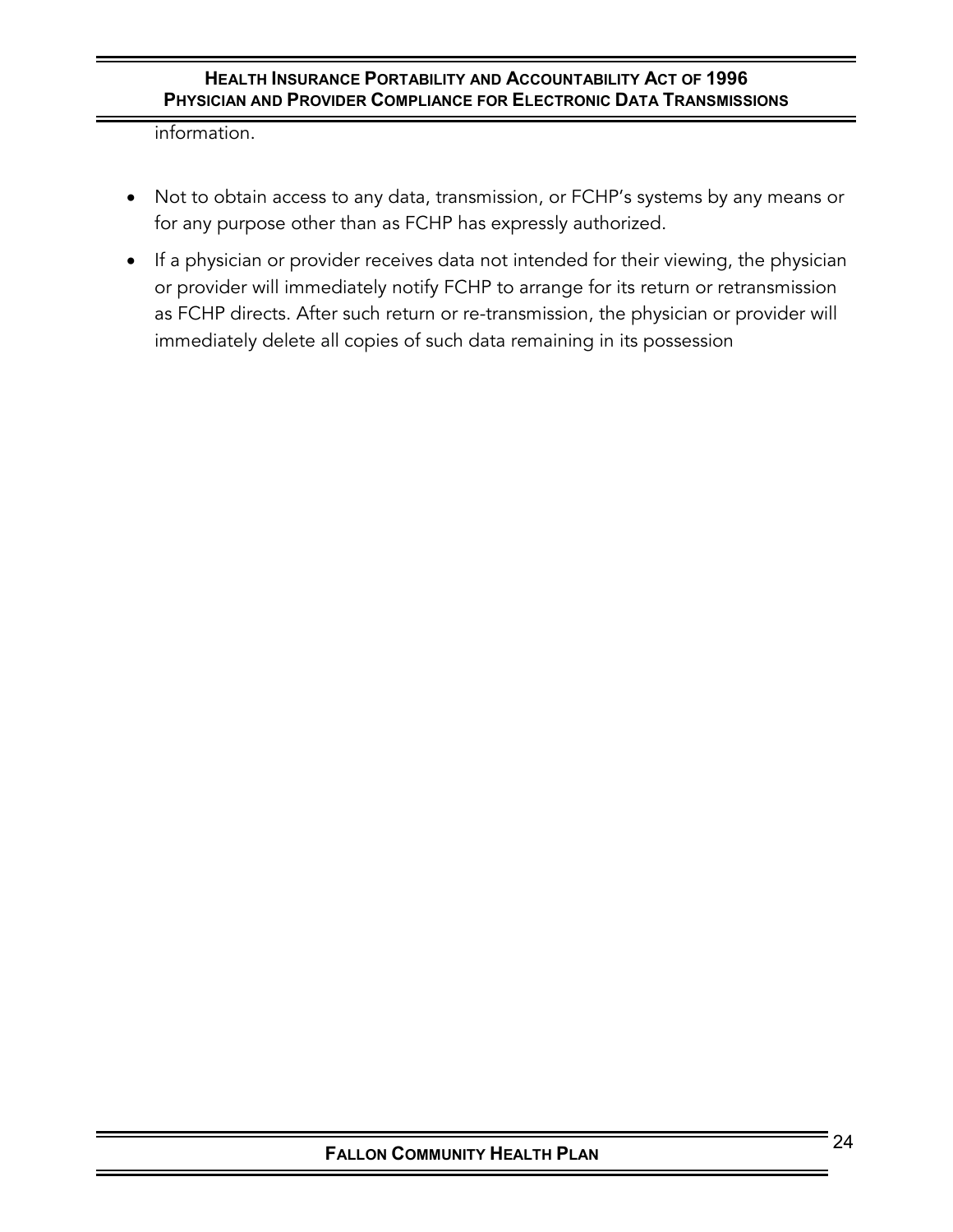information.

- Not to obtain access to any data, transmission, or FCHP's systems by any means or for any purpose other than as FCHP has expressly authorized.
- If a physician or provider receives data not intended for their viewing, the physician or provider will immediately notify FCHP to arrange for its return or retransmission as FCHP directs. After such return or re-transmission, the physician or provider will immediately delete all copies of such data remaining in its possession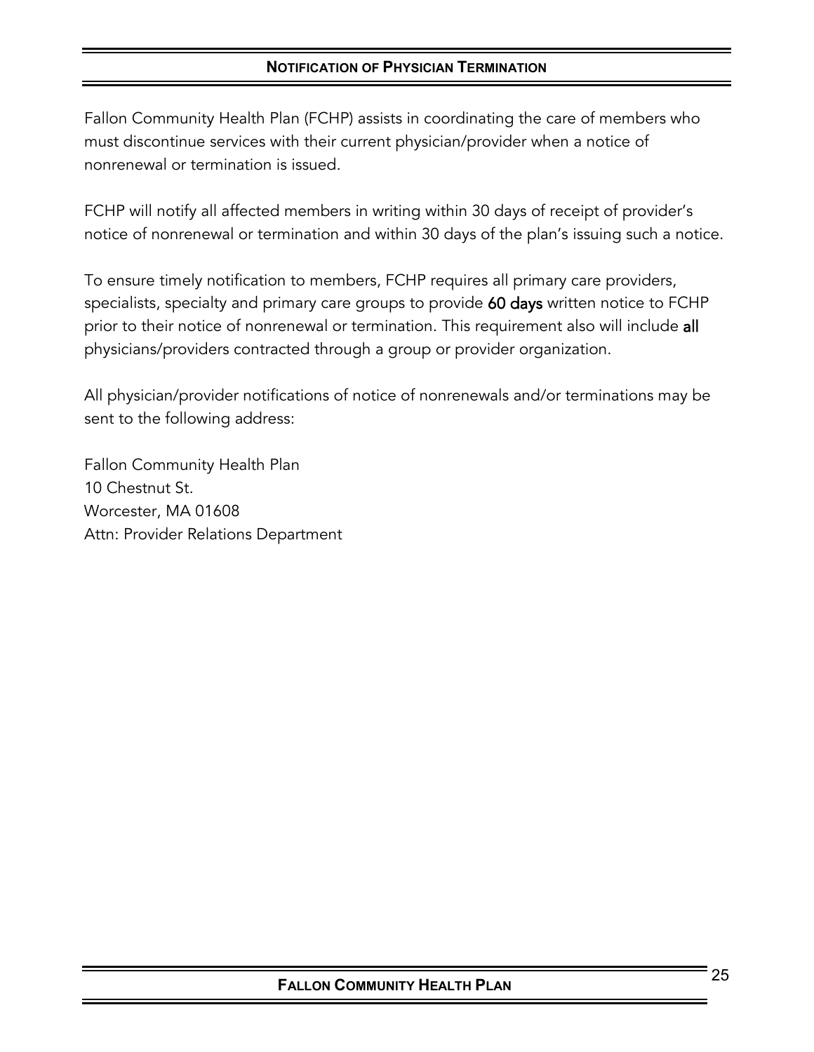## NOTIFICATION OF PHYSICIAN TERMINATION

Fallon Community Health Plan (FCHP) assists in coordinating the care of members who must discontinue services with their current physician/provider when a notice of nonrenewal or termination is issued.

FCHP will notify all affected members in writing within 30 days of receipt of provider's notice of nonrenewal or termination and within 30 days of the plan's issuing such a notice.

To ensure timely notification to members, FCHP requires all primary care providers, specialists, specialty and primary care groups to provide **60 days** written notice to FCHP prior to their notice of nonrenewal or termination. This requirement also will include **all** physicians/providers contracted through a group or provider organization.

All physician/provider notifications of notice of nonrenewals and/or terminations may be sent to the following address:

Fallon Community Health Plan
10 Chestnut St.
Worcester, MA 01608
Attn: Provider Relations Department